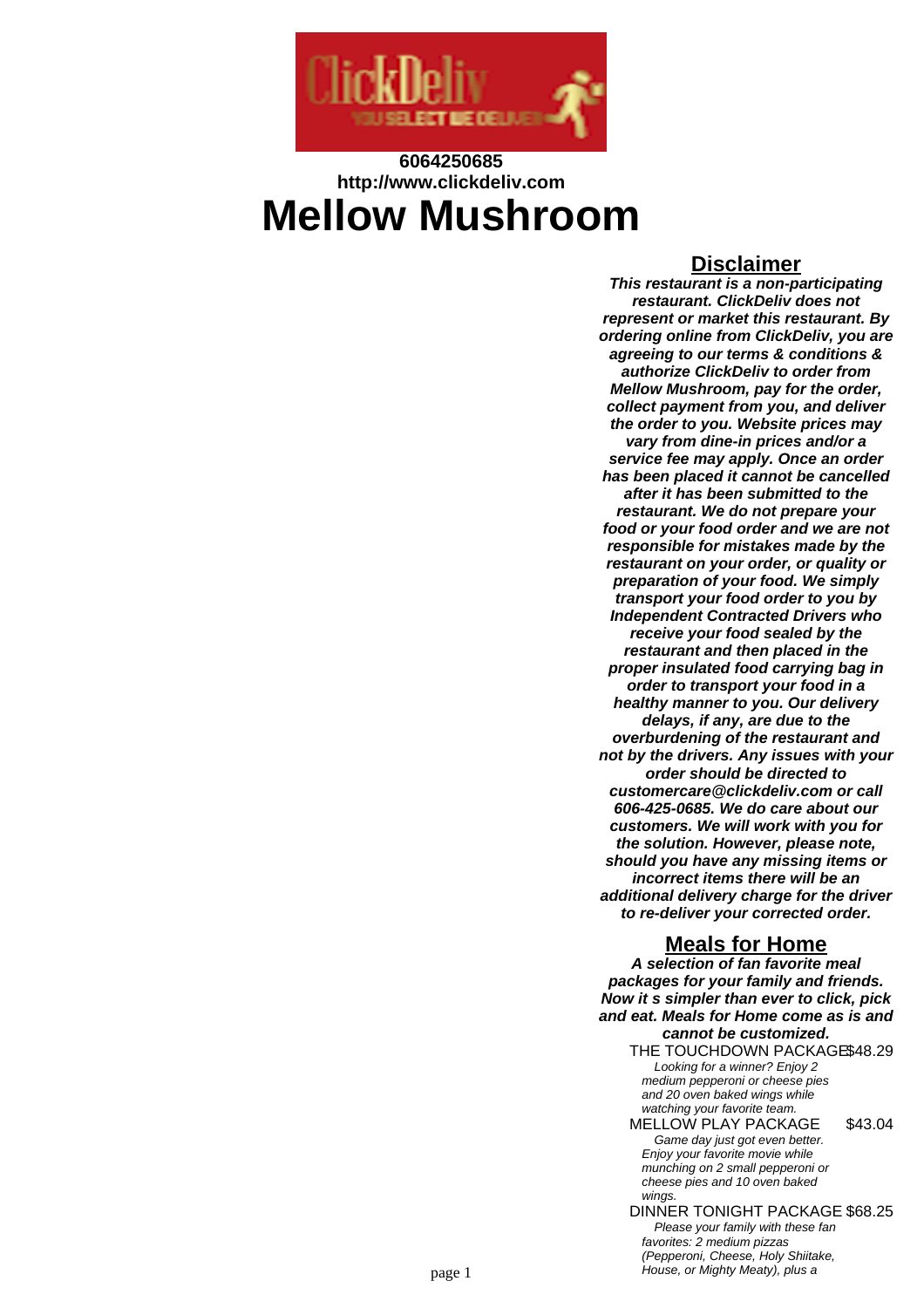6064250685
http://www.clickdeliv.com

# Mellow Mushroom

## Disclaimer

***This restaurant is a non-participating restaurant. ClickDeliv does not represent or market this restaurant. By ordering online from ClickDeliv, you are agreeing to our terms & conditions & authorize ClickDeliv to order from Mellow Mushroom, pay for the order, collect payment from you, and deliver the order to you. Website prices may vary from dine-in prices and/or a service fee may apply. Once an order has been placed it cannot be cancelled after it has been submitted to the restaurant. We do not prepare your food or your food order and we are not responsible for mistakes made by the restaurant on your order, or quality or preparation of your food. We simply transport your food order to you by Independent Contracted Drivers who receive your food sealed by the restaurant and then placed in the proper insulated food carrying bag in order to transport your food in a healthy manner to you. Our delivery delays, if any, are due to the overburdening of the restaurant and not by the drivers. Any issues with your order should be directed to customercare@clickdeliv.com or call 606-425-0685. We do care about our customers. We will work with you for the solution. However, please note, should you have any missing items or incorrect items there will be an additional delivery charge for the driver to re-deliver your corrected order.***

## Meals for Home

***A selection of fan favorite meal packages for your family and friends. Now it s simpler than ever to click, pick and eat. Meals for Home come as is and cannot be customized.***

THE TOUCHDOWN PACKAGE $48.29

*Looking for a winner? Enjoy 2 medium pepperoni or cheese pies and 20 oven baked wings while watching your favorite team.*

MELLOW PLAY PACKAGE $43.04

*Game day just got even better. Enjoy your favorite movie while munching on 2 small pepperoni or cheese pies and 10 oven baked wings.*

DINNER TONIGHT PACKAGE $68.25

*Please your family with these fan favorites: 2 medium pizzas (Pepperoni, Cheese, Holy Shiitake, House, or Mighty Meaty), plus a*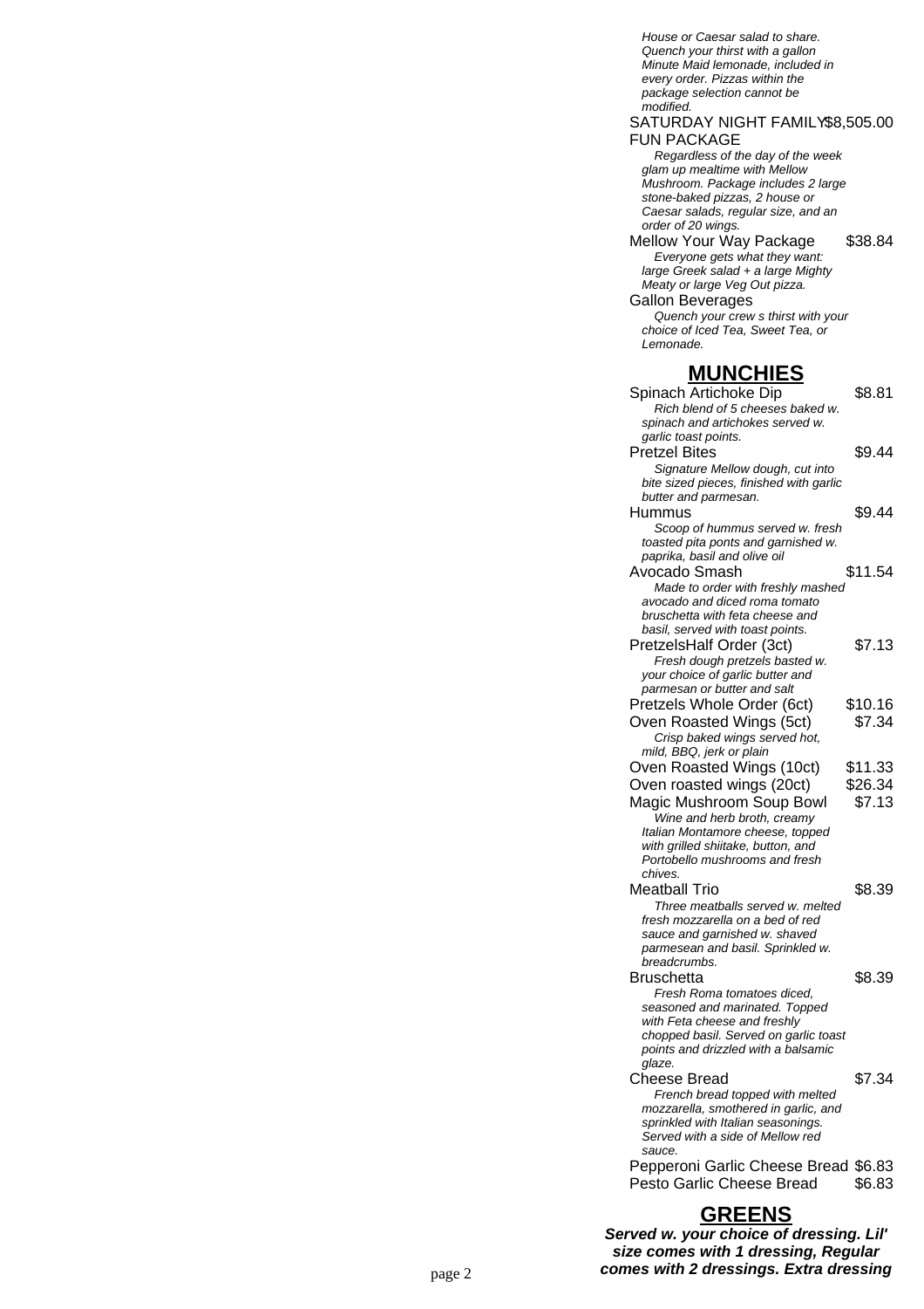*House or Caesar salad to share. Quench your thirst with a gallon Minute Maid lemonade, included in every order. Pizzas within the package selection cannot be modified.*

SATURDAY NIGHT FAMILY FUN PACKAGE — $8,505.00

*Regardless of the day of the week glam up mealtime with Mellow Mushroom. Package includes 2 large stone-baked pizzas, 2 house or Caesar salads, regular size, and an order of 20 wings.*

Mellow Your Way Package — $38.84

*Everyone gets what they want: large Greek salad + a large Mighty Meaty or large Veg Out pizza.*

Gallon Beverages

*Quench your crew s thirst with your choice of Iced Tea, Sweet Tea, or Lemonade.*

## MUNCHIES

Spinach Artichoke Dip — $8.81

*Rich blend of 5 cheeses baked w. spinach and artichokes served w. garlic toast points.*

Pretzel Bites — $9.44

*Signature Mellow dough, cut into bite sized pieces, finished with garlic butter and parmesan.*

Hummus — $9.44

*Scoop of hummus served w. fresh toasted pita ponts and garnished w. paprika, basil and olive oil*

Avocado Smash — $11.54

*Made to order with freshly mashed avocado and diced roma tomato bruschetta with feta cheese and basil, served with toast points.*

PretzelsHalf Order (3ct) — $7.13

*Fresh dough pretzels basted w. your choice of garlic butter and parmesan or butter and salt*

Pretzels Whole Order (6ct) — $10.16

Oven Roasted Wings (5ct) — $7.34

*Crisp baked wings served hot, mild, BBQ, jerk or plain*

Oven Roasted Wings (10ct) — $11.33

Oven roasted wings (20ct) — $26.34

Magic Mushroom Soup Bowl — $7.13

*Wine and herb broth, creamy Italian Montamore cheese, topped with grilled shiitake, button, and Portobello mushrooms and fresh chives.*

Meatball Trio — $8.39

*Three meatballs served w. melted fresh mozzarella on a bed of red sauce and garnished w. shaved parmesean and basil. Sprinkled w. breadcrumbs.*

Bruschetta — $8.39

*Fresh Roma tomatoes diced, seasoned and marinated. Topped with Feta cheese and freshly chopped basil. Served on garlic toast points and drizzled with a balsamic glaze.*

Cheese Bread — $7.34

*French bread topped with melted mozzarella, smothered in garlic, and sprinkled with Italian seasonings. Served with a side of Mellow red sauce.*

Pepperoni Garlic Cheese Bread — $6.83

Pesto Garlic Cheese Bread — $6.83

## GREENS

***Served w. your choice of dressing. Lil' size comes with 1 dressing, Regular comes with 2 dressings. Extra dressing***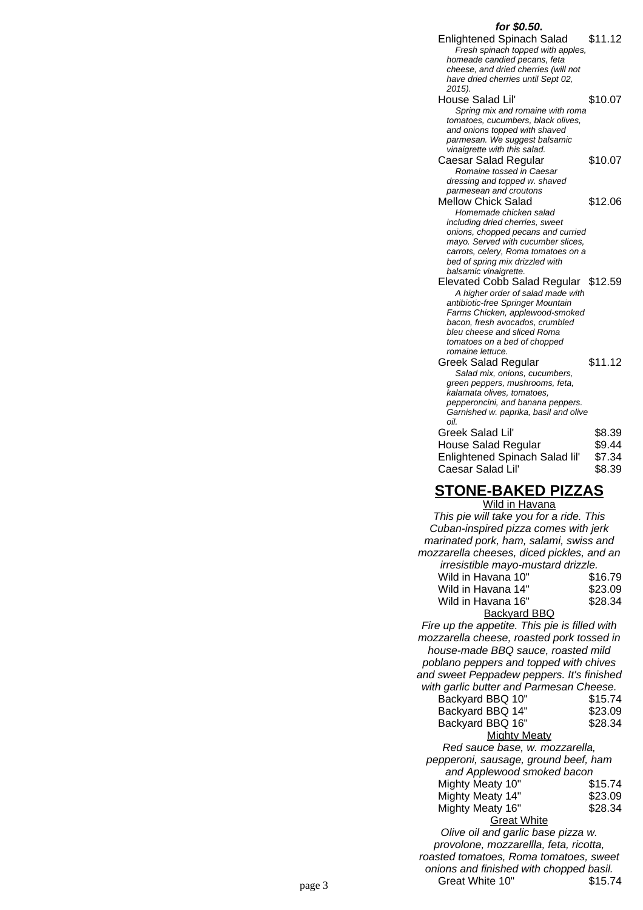***for $0.50.***

Enlightened Spinach Salad $11.12

*Fresh spinach topped with apples, homeade candied pecans, feta cheese, and dried cherries (will not have dried cherries until Sept 02, 2015).*

House Salad Lil' $10.07

*Spring mix and romaine with roma tomatoes, cucumbers, black olives, and onions topped with shaved parmesan. We suggest balsamic vinaigrette with this salad.*

Caesar Salad Regular $10.07

*Romaine tossed in Caesar dressing and topped w. shaved parmesean and croutons*

Mellow Chick Salad $12.06

*Homemade chicken salad including dried cherries, sweet onions, chopped pecans and curried mayo. Served with cucumber slices, carrots, celery, Roma tomatoes on a bed of spring mix drizzled with balsamic vinaigrette.*

Elevated Cobb Salad Regular $12.59

*A higher order of salad made with antibiotic-free Springer Mountain Farms Chicken, applewood-smoked bacon, fresh avocados, crumbled bleu cheese and sliced Roma tomatoes on a bed of chopped romaine lettuce.*

Greek Salad Regular $11.12

*Salad mix, onions, cucumbers, green peppers, mushrooms, feta, kalamata olives, tomatoes, pepperoncini, and banana peppers. Garnished w. paprika, basil and olive oil.*

Greek Salad Lil' $8.39

House Salad Regular $9.44

Enlightened Spinach Salad lil' $7.34

Caesar Salad Lil' $8.39

## STONE-BAKED PIZZAS

Wild in Havana

*This pie will take you for a ride. This Cuban-inspired pizza comes with jerk marinated pork, ham, salami, swiss and mozzarella cheeses, diced pickles, and an irresistible mayo-mustard drizzle.*

Wild in Havana 10" $16.79

Wild in Havana 14" $23.09

Wild in Havana 16" $28.34

Backyard BBQ

*Fire up the appetite. This pie is filled with mozzarella cheese, roasted pork tossed in house-made BBQ sauce, roasted mild poblano peppers and topped with chives and sweet Peppadew peppers. It's finished with garlic butter and Parmesan Cheese.*

Backyard BBQ 10" $15.74

Backyard BBQ 14" $23.09

Backyard BBQ 16" $28.34

Mighty Meaty

*Red sauce base, w. mozzarella, pepperoni, sausage, ground beef, ham and Applewood smoked bacon*

Mighty Meaty 10" $15.74

Mighty Meaty 14" $23.09

Mighty Meaty 16" $28.34

Great White

*Olive oil and garlic base pizza w. provolone, mozzarellla, feta, ricotta, roasted tomatoes, Roma tomatoes, sweet onions and finished with chopped basil.*

Great White 10" $15.74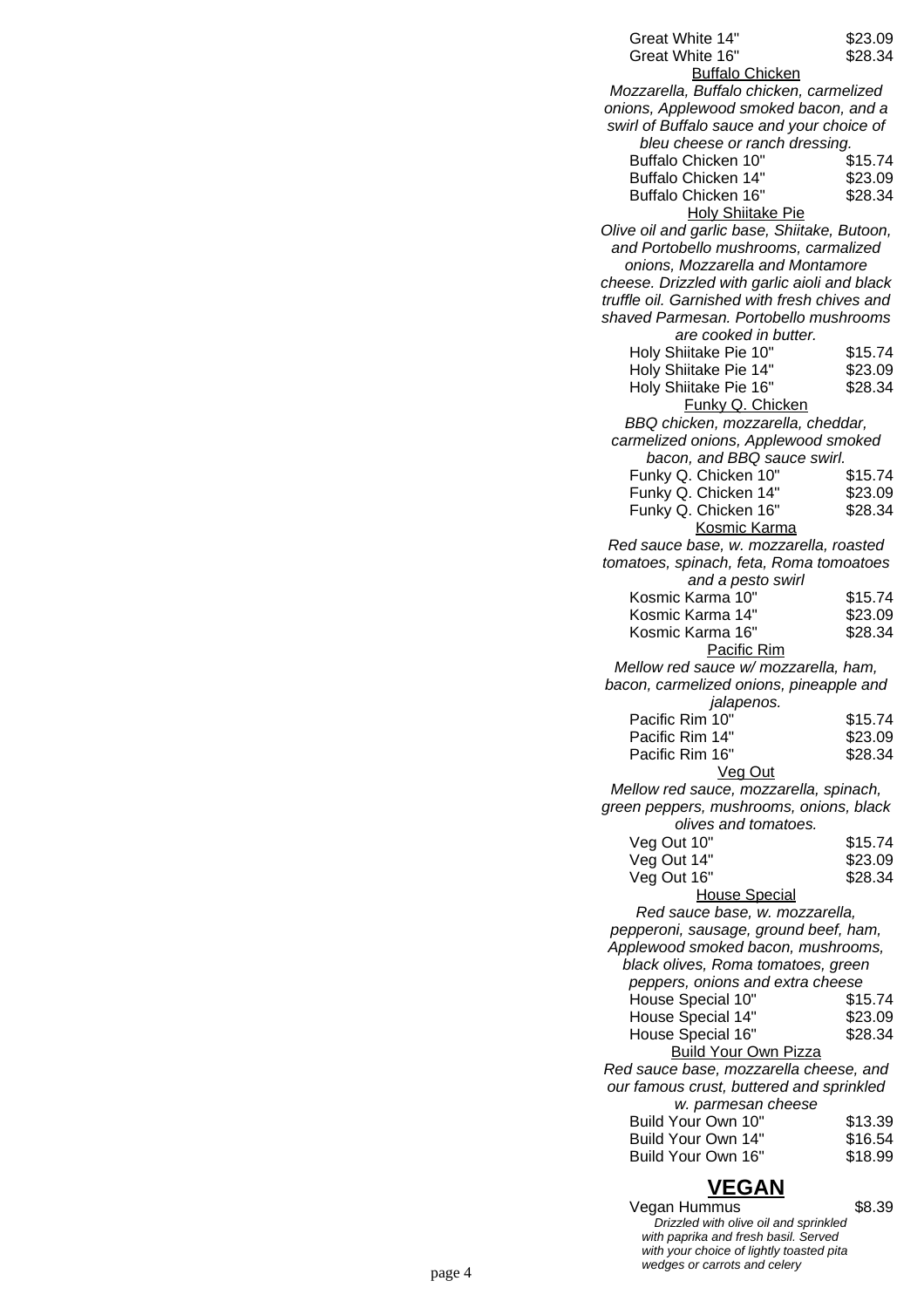| | |
|---|---|
| Great White 14" | $23.09 |
| Great White 16" | $28.34 |

<u>Buffalo Chicken</u>

*Mozzarella, Buffalo chicken, carmelized onions, Applewood smoked bacon, and a swirl of Buffalo sauce and your choice of bleu cheese or ranch dressing.*

| | |
|---|---|
| Buffalo Chicken 10" | $15.74 |
| Buffalo Chicken 14" | $23.09 |
| Buffalo Chicken 16" | $28.34 |

<u>Holy Shiitake Pie</u>

*Olive oil and garlic base, Shiitake, Butoon, and Portobello mushrooms, carmalized onions, Mozzarella and Montamore cheese. Drizzled with garlic aioli and black truffle oil. Garnished with fresh chives and shaved Parmesan. Portobello mushrooms are cooked in butter.*

| | |
|---|---|
| Holy Shiitake Pie 10" | $15.74 |
| Holy Shiitake Pie 14" | $23.09 |
| Holy Shiitake Pie 16" | $28.34 |

<u>Funky Q. Chicken</u>

*BBQ chicken, mozzarella, cheddar, carmelized onions, Applewood smoked bacon, and BBQ sauce swirl.*

| | |
|---|---|
| Funky Q. Chicken 10" | $15.74 |
| Funky Q. Chicken 14" | $23.09 |
| Funky Q. Chicken 16" | $28.34 |

<u>Kosmic Karma</u>

*Red sauce base, w. mozzarella, roasted tomatoes, spinach, feta, Roma tomoatoes and a pesto swirl*

| | |
|---|---|
| Kosmic Karma 10" | $15.74 |
| Kosmic Karma 14" | $23.09 |
| Kosmic Karma 16" | $28.34 |

<u>Pacific Rim</u>

*Mellow red sauce w/ mozzarella, ham, bacon, carmelized onions, pineapple and jalapenos.*

| | |
|---|---|
| Pacific Rim 10" | $15.74 |
| Pacific Rim 14" | $23.09 |
| Pacific Rim 16" | $28.34 |

<u>Veg Out</u>

*Mellow red sauce, mozzarella, spinach, green peppers, mushrooms, onions, black olives and tomatoes.*

| | |
|---|---|
| Veg Out 10" | $15.74 |
| Veg Out 14" | $23.09 |
| Veg Out 16" | $28.34 |

<u>House Special</u>

*Red sauce base, w. mozzarella, pepperoni, sausage, ground beef, ham, Applewood smoked bacon, mushrooms, black olives, Roma tomatoes, green peppers, onions and extra cheese*

| | |
|---|---|
| House Special 10" | $15.74 |
| House Special 14" | $23.09 |
| House Special 16" | $28.34 |

<u>Build Your Own Pizza</u>

*Red sauce base, mozzarella cheese, and our famous crust, buttered and sprinkled w. parmesan cheese*

| | |
|---|---|
| Build Your Own 10" | $13.39 |
| Build Your Own 14" | $16.54 |
| Build Your Own 16" | $18.99 |

## VEGAN

| | |
|---|---|
| Vegan Hummus | $8.39 |

*Drizzled with olive oil and sprinkled with paprika and fresh basil. Served with your choice of lightly toasted pita wedges or carrots and celery*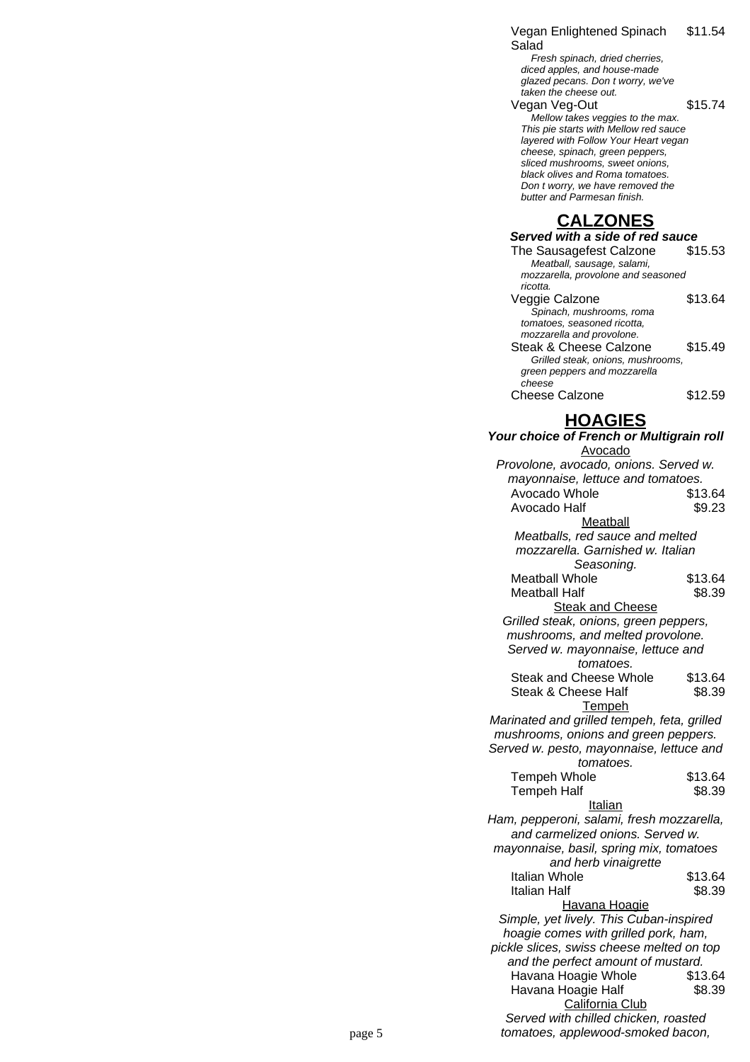Vegan Enlightened Spinach Salad $11.54

*Fresh spinach, dried cherries, diced apples, and house-made glazed pecans. Don t worry, we've taken the cheese out.*

Vegan Veg-Out $15.74

*Mellow takes veggies to the max. This pie starts with Mellow red sauce layered with Follow Your Heart vegan cheese, spinach, green peppers, sliced mushrooms, sweet onions, black olives and Roma tomatoes. Don t worry, we have removed the butter and Parmesan finish.*

## CALZONES

***Served with a side of red sauce***

The Sausagefest Calzone $15.53

*Meatball, sausage, salami, mozzarella, provolone and seasoned ricotta.*

Veggie Calzone $13.64

*Spinach, mushrooms, roma tomatoes, seasoned ricotta, mozzarella and provolone.*

Steak & Cheese Calzone $15.49

*Grilled steak, onions, mushrooms, green peppers and mozzarella cheese*

Cheese Calzone $12.59

## HOAGIES

***Your choice of French or Multigrain roll***

### Avocado

*Provolone, avocado, onions. Served w. mayonnaise, lettuce and tomatoes.*

Avocado Whole $13.64
Avocado Half $9.23

### Meatball

*Meatballs, red sauce and melted mozzarella. Garnished w. Italian Seasoning.*

Meatball Whole $13.64
Meatball Half $8.39

### Steak and Cheese

*Grilled steak, onions, green peppers, mushrooms, and melted provolone. Served w. mayonnaise, lettuce and tomatoes.*

Steak and Cheese Whole $13.64
Steak & Cheese Half $8.39

### Tempeh

*Marinated and grilled tempeh, feta, grilled mushrooms, onions and green peppers. Served w. pesto, mayonnaise, lettuce and tomatoes.*

Tempeh Whole $13.64
Tempeh Half $8.39

### Italian

*Ham, pepperoni, salami, fresh mozzarella, and carmelized onions. Served w. mayonnaise, basil, spring mix, tomatoes and herb vinaigrette*

Italian Whole $13.64
Italian Half $8.39

### Havana Hoagie

*Simple, yet lively. This Cuban-inspired hoagie comes with grilled pork, ham, pickle slices, swiss cheese melted on top and the perfect amount of mustard.*

Havana Hoagie Whole $13.64
Havana Hoagie Half $8.39

### California Club

*Served with chilled chicken, roasted tomatoes, applewood-smoked bacon,*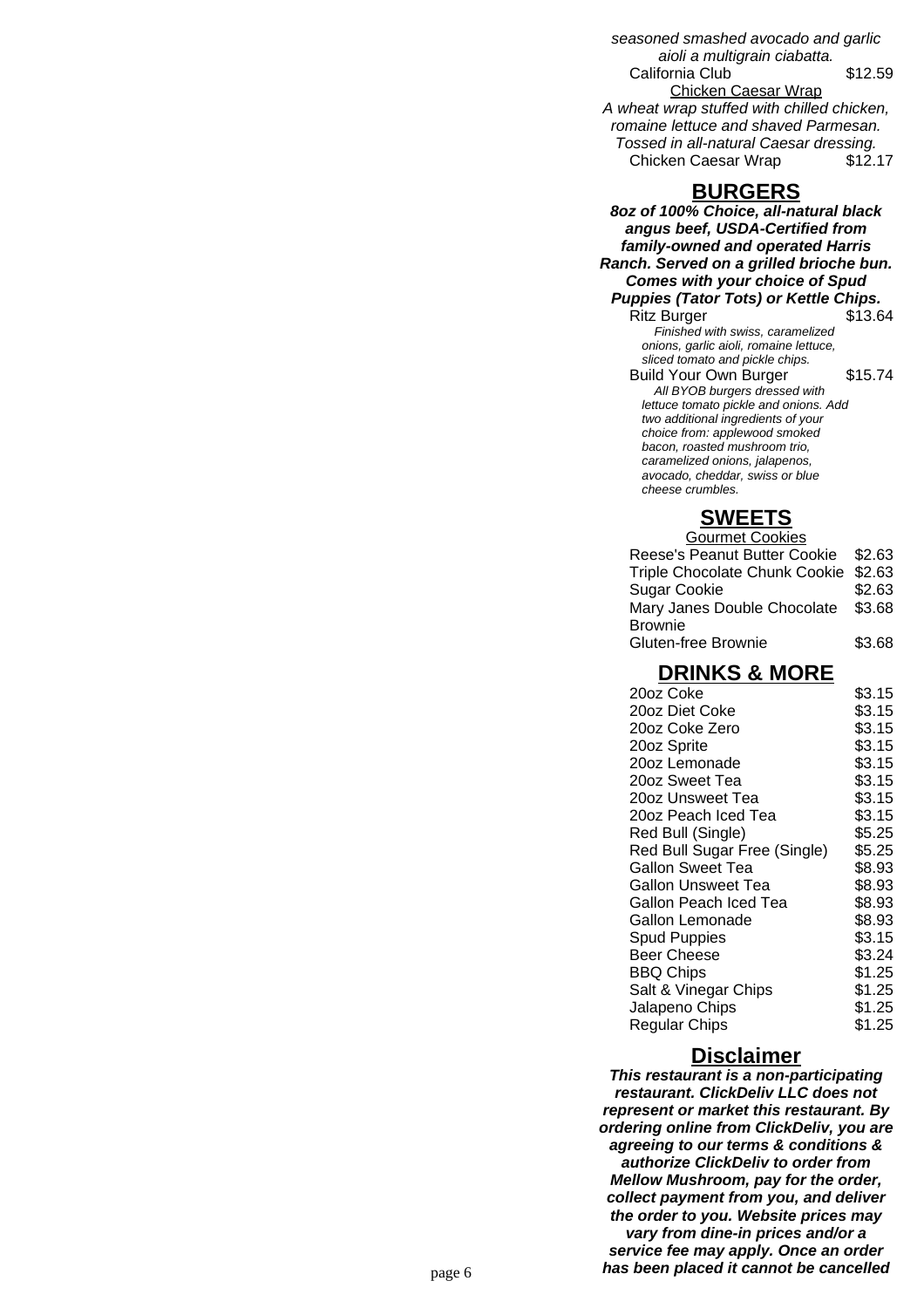*seasoned smashed avocado and garlic aioli a multigrain ciabatta.*

California Club $12.59

Chicken Caesar Wrap

*A wheat wrap stuffed with chilled chicken, romaine lettuce and shaved Parmesan. Tossed in all-natural Caesar dressing.*

Chicken Caesar Wrap $12.17

## BURGERS

***8oz of 100% Choice, all-natural black angus beef, USDA-Certified from family-owned and operated Harris Ranch. Served on a grilled brioche bun. Comes with your choice of Spud Puppies (Tator Tots) or Kettle Chips.***

| | |
|---|---|
| Ritz Burger | $13.64 |
| *Finished with swiss, caramelized onions, garlic aioli, romaine lettuce, sliced tomato and pickle chips.* | |
| Build Your Own Burger | $15.74 |
| *All BYOB burgers dressed with lettuce tomato pickle and onions. Add two additional ingredients of your choice from: applewood smoked bacon, roasted mushroom trio, caramelized onions, jalapenos, avocado, cheddar, swiss or blue cheese crumbles.* | |

## SWEETS

Gourmet Cookies

| | |
|---|---|
| Reese's Peanut Butter Cookie | $2.63 |
| Triple Chocolate Chunk Cookie | $2.63 |
| Sugar Cookie | $2.63 |
| Mary Janes Double Chocolate Brownie | $3.68 |
| Gluten-free Brownie | $3.68 |

## DRINKS & MORE

| | |
|---|---|
| 20oz Coke | $3.15 |
| 20oz Diet Coke | $3.15 |
| 20oz Coke Zero | $3.15 |
| 20oz Sprite | $3.15 |
| 20oz Lemonade | $3.15 |
| 20oz Sweet Tea | $3.15 |
| 20oz Unsweet Tea | $3.15 |
| 20oz Peach Iced Tea | $3.15 |
| Red Bull (Single) | $5.25 |
| Red Bull Sugar Free (Single) | $5.25 |
| Gallon Sweet Tea | $8.93 |
| Gallon Unsweet Tea | $8.93 |
| Gallon Peach Iced Tea | $8.93 |
| Gallon Lemonade | $8.93 |
| Spud Puppies | $3.15 |
| Beer Cheese | $3.24 |
| BBQ Chips | $1.25 |
| Salt & Vinegar Chips | $1.25 |
| Jalapeno Chips | $1.25 |
| Regular Chips | $1.25 |

## Disclaimer

***This restaurant is a non-participating restaurant. ClickDeliv LLC does not represent or market this restaurant. By ordering online from ClickDeliv, you are agreeing to our terms & conditions & authorize ClickDeliv to order from Mellow Mushroom, pay for the order, collect payment from you, and deliver the order to you. Website prices may vary from dine-in prices and/or a service fee may apply. Once an order has been placed it cannot be cancelled***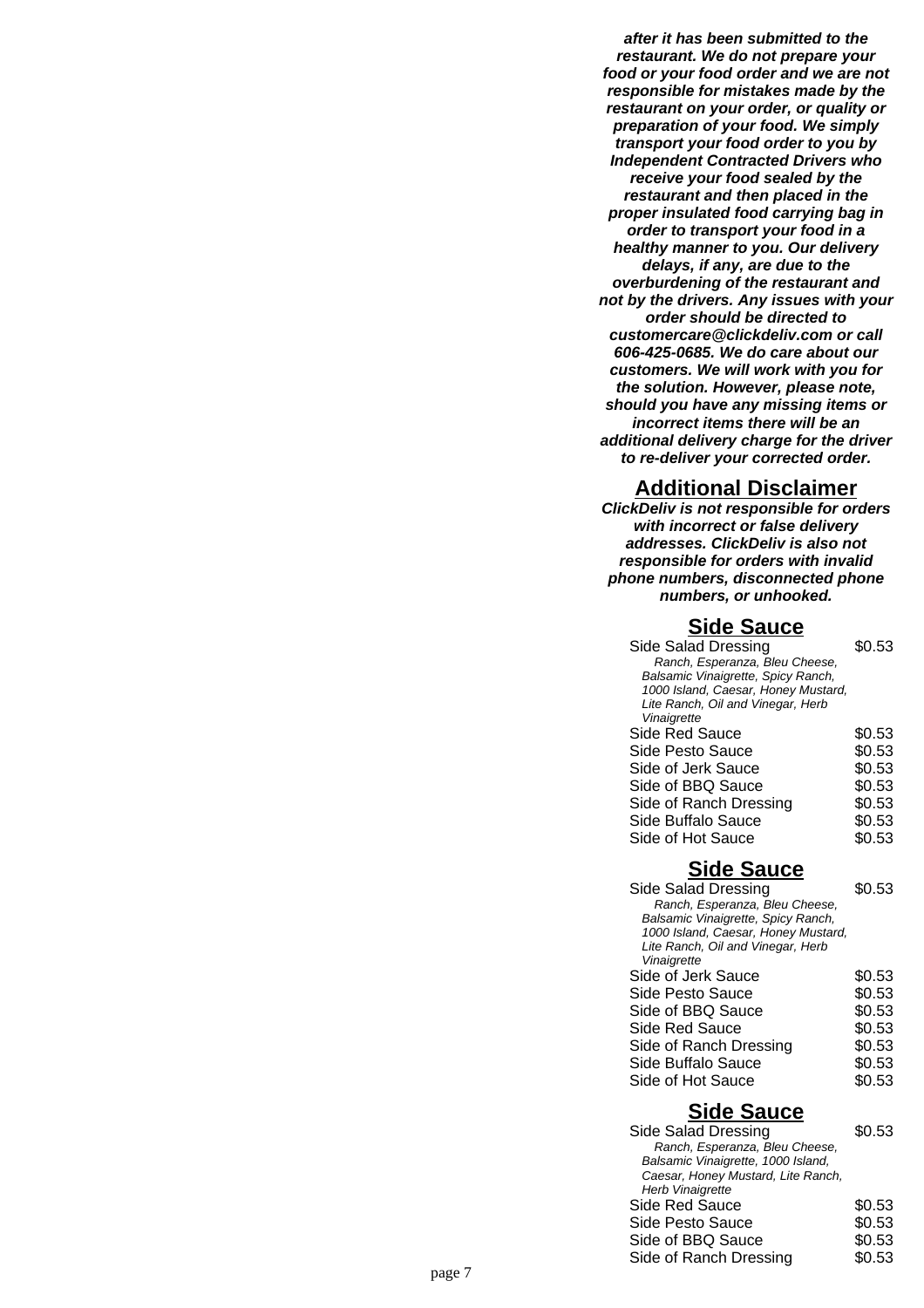***after it has been submitted to the restaurant. We do not prepare your food or your food order and we are not responsible for mistakes made by the restaurant on your order, or quality or preparation of your food. We simply transport your food order to you by Independent Contracted Drivers who receive your food sealed by the restaurant and then placed in the proper insulated food carrying bag in order to transport your food in a healthy manner to you. Our delivery delays, if any, are due to the overburdening of the restaurant and not by the drivers. Any issues with your order should be directed to customercare@clickdeliv.com or call 606-425-0685. We do care about our customers. We will work with you for the solution. However, please note, should you have any missing items or incorrect items there will be an additional delivery charge for the driver to re-deliver your corrected order.***

## Additional Disclaimer

***ClickDeliv is not responsible for orders with incorrect or false delivery addresses. ClickDeliv is also not responsible for orders with invalid phone numbers, disconnected phone numbers, or unhooked.***

## Side Sauce

| Item | Price |
|---|---|
| Side Salad Dressing<br>*Ranch, Esperanza, Bleu Cheese, Balsamic Vinaigrette, Spicy Ranch, 1000 Island, Caesar, Honey Mustard, Lite Ranch, Oil and Vinegar, Herb Vinaigrette* | $0.53 |
| Side Red Sauce | $0.53 |
| Side Pesto Sauce | $0.53 |
| Side of Jerk Sauce | $0.53 |
| Side of BBQ Sauce | $0.53 |
| Side of Ranch Dressing | $0.53 |
| Side Buffalo Sauce | $0.53 |
| Side of Hot Sauce | $0.53 |

## Side Sauce

| Item | Price |
|---|---|
| Side Salad Dressing<br>*Ranch, Esperanza, Bleu Cheese, Balsamic Vinaigrette, Spicy Ranch, 1000 Island, Caesar, Honey Mustard, Lite Ranch, Oil and Vinegar, Herb Vinaigrette* | $0.53 |
| Side of Jerk Sauce | $0.53 |
| Side Pesto Sauce | $0.53 |
| Side of BBQ Sauce | $0.53 |
| Side Red Sauce | $0.53 |
| Side of Ranch Dressing | $0.53 |
| Side Buffalo Sauce | $0.53 |
| Side of Hot Sauce | $0.53 |

## Side Sauce

| Item | Price |
|---|---|
| Side Salad Dressing<br>*Ranch, Esperanza, Bleu Cheese, Balsamic Vinaigrette, 1000 Island, Caesar, Honey Mustard, Lite Ranch, Herb Vinaigrette* | $0.53 |
| Side Red Sauce | $0.53 |
| Side Pesto Sauce | $0.53 |
| Side of BBQ Sauce | $0.53 |
| Side of Ranch Dressing | $0.53 |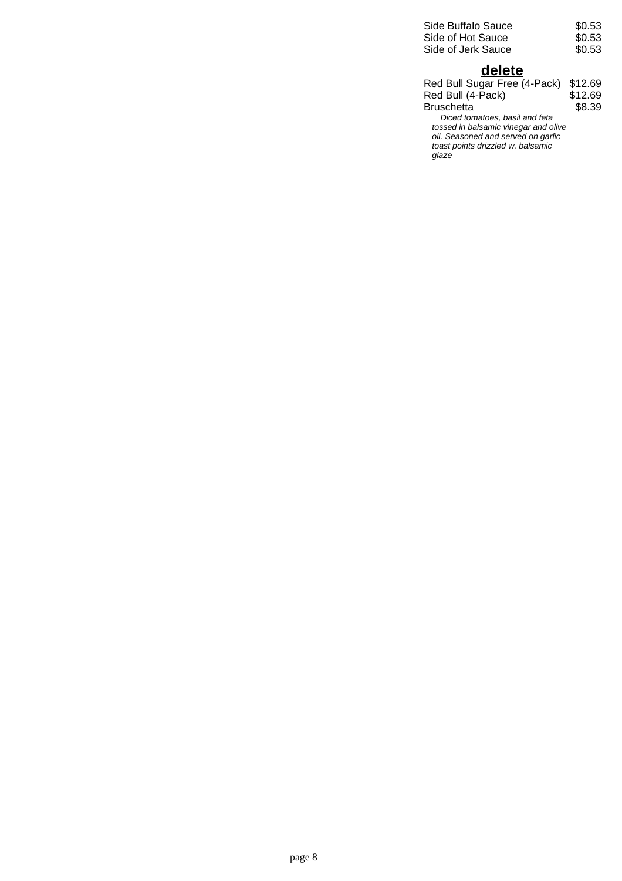| | |
|---|---|
| Side Buffalo Sauce | $0.53 |
| Side of Hot Sauce | $0.53 |
| Side of Jerk Sauce | $0.53 |

## delete

| | |
|---|---|
| Red Bull Sugar Free (4-Pack) | $12.69 |
| Red Bull (4-Pack) | $12.69 |
| Bruschetta | $8.39 |

*Diced tomatoes, basil and feta tossed in balsamic vinegar and olive oil. Seasoned and served on garlic toast points drizzled w. balsamic glaze*